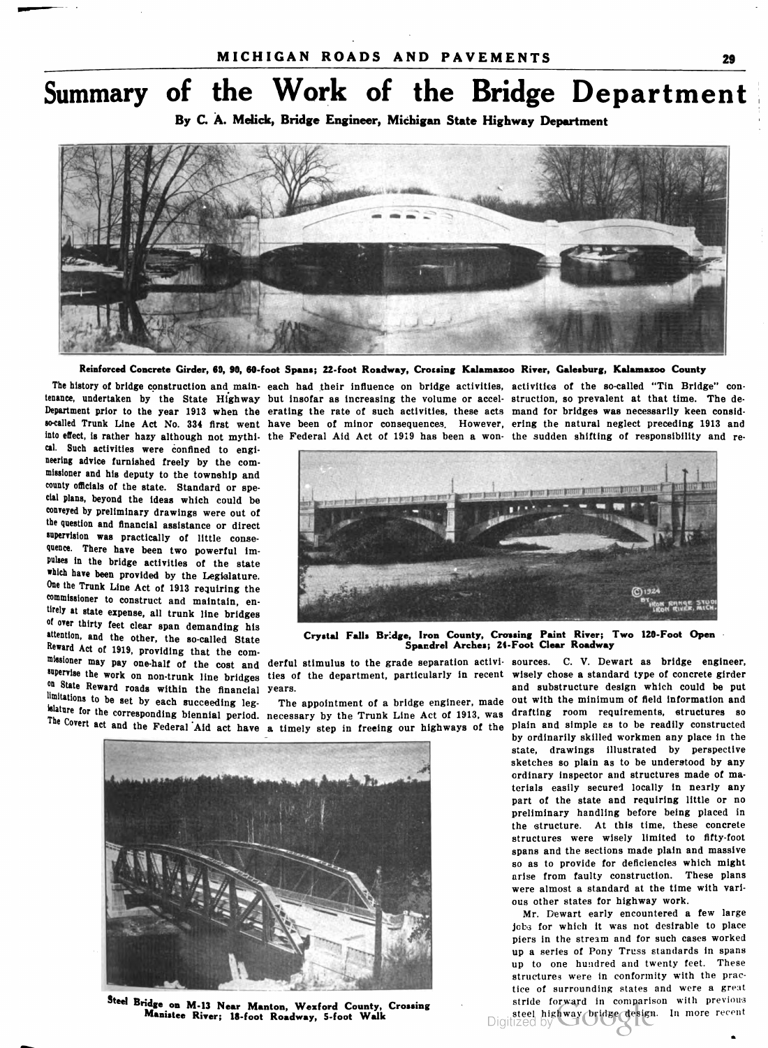# Summary of the Work of the Bridge Department

**By C. A. Melick, Bridge Engineer, Michigan State Highway Department**

**Reinforced Concrete Girder, 60, 90, 60-foot Spans; 22-foot Roadway, Crossing Kalamazoo River, Galesburg, Kalamazoo County**

The history of bridge construction and maintenance, undertaken by the State Highway Department prior to the year 1913 when the so-called Trunk Line Act No. 334 first went into effect, is rather hazy although not mythical. Such activities were confined to engineering advice furnished freely by the commissioner and his deputy to the township and county officials of the state. Standard or special plans, beyond the ideas which could be conveyed by preliminary drawings were out of the question and financial assistance or direct supervision was practically of little consequence. There have been two powerful impulses in the bridge activities of the state which have been provided by the Legislature. One the Trunk Line Act of 1913 requiring the commissioner to construct and maintain, entirely at state expense, all trunk line bridges of over thirty feet clear span demanding his attention, and the other, the so-called State Reward Act of 1919, providing that the commissioner may pay one-half of the cost and supervise the work on non-trunk line bridges on State Reward roads within the financial limitations to be set by each succeeding legislature for the corresponding biennial period. The Covert act and the Federal Aid act have each had their influence on bridge activities, but insofar as increasing the volume or accelerating the rate of such activities, these acts have been of minor consequences. However, the Federal Aid Act of 1919 has been a wonderful stimulus to the grade separation activities of the department, particularly in recent years.

**Crystal Falls Bridge, Iron County, Crossing Paint River; Two 120-Foot Open Spandrel Arches; 24-Foot Clear Roadway**

The appointment of a bridge engineer, made necessary by the Trunk Line Act of 1913, was a timely step in freeing our highways of the activities of the so-called "Tin Bridge" construction, so prevalent at that time. The demand for bridges was necessarily keen considering the natural neglect preceding 1913 and the sudden shifting of responsibility and resources. C. V. Dewart as bridge engineer, wisely chose a standard type of concrete girder and substructure design which could be put out with the minimum of field information and drafting room requirements, structures so plain and simple as to be readily constructed by ordinarily skilled workmen any place in the state, drawings illustrated by perspective sketches so plain as to be understood by any ordinary inspector and structures made of materials easily secured locally in nearly any part of the state and requiring little or no preliminary handling before being placed in the structure. At this time, these concrete structures were wisely limited to fifty-foot spans and the sections made plain and massive so as to provide for deficiencies which might arise from faulty construction. These plans were almost a standard at the time with various other states for highway work.

Mr. Dewart early encountered a few large jobs for which it was not desirable to place piers in the stream and for such cases worked up a series of Pony Truss standards in spans up to one hundred and twenty feet. These structures were in conformity with the practice of surrounding states and were a great stride forward in comparison with previous steel highway bridge design. In more recent

**Steel Bridge on M-13 Near Manton, Wexford County, Crossing Manistee River; 18-foot Roadway, 5-foot Walk**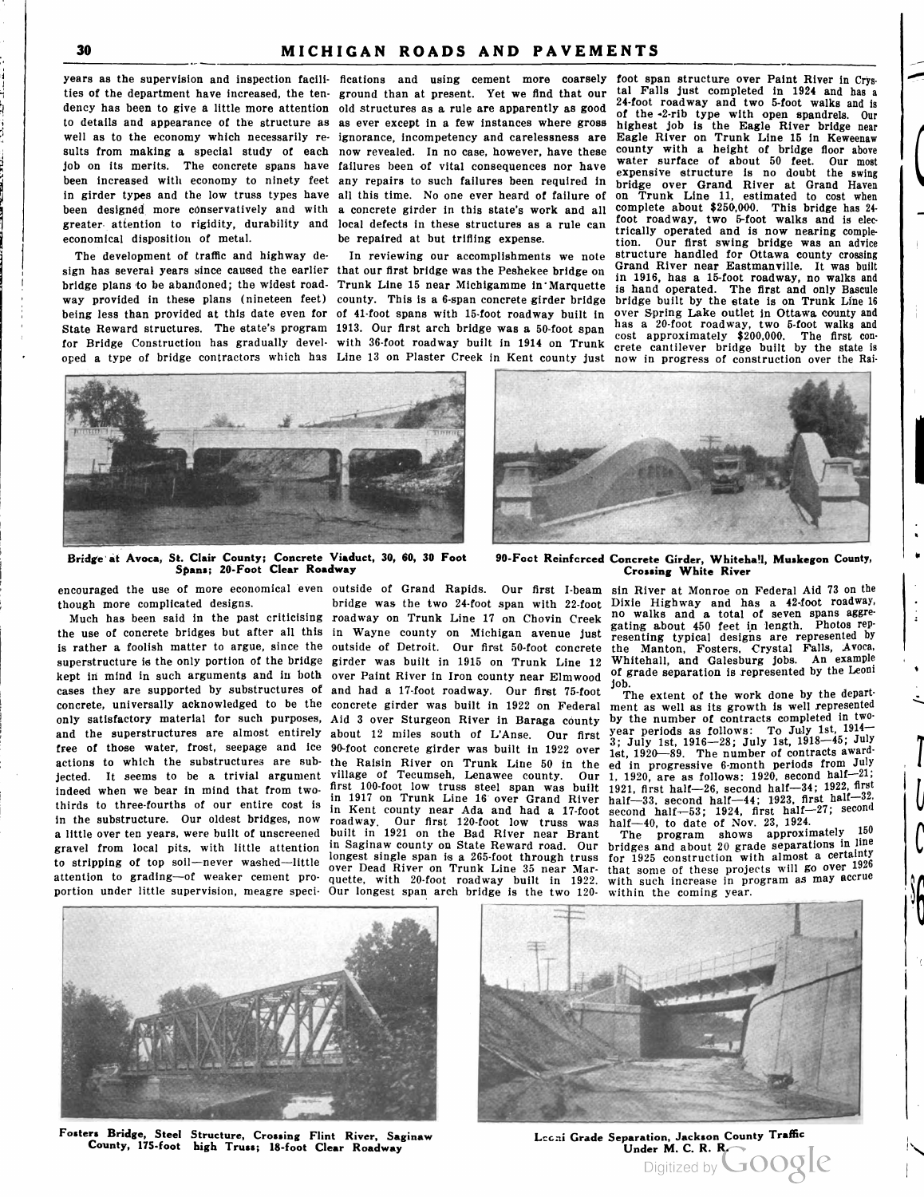years as the supervision and inspection facilities of the department have increased, the tendency has been to give a little more attention to details and appearance of the structure as well as to the economy which necessarily results from making a special study of each job on its merits. The concrete spans have been increased with economy to ninety feet in girder types and the low truss types have been designed more conservatively and with greater attention to rigidity, durability and economical disposition of metal.

The development of traffic and highway design has several years since caused the earlier bridge plans to be abandoned; the widest roadway provided in these plans (nineteen feet) being less than provided at this date even for State Reward structures. The state's program for Bridge Construction has gradually developed a type of bridge contractors which has encouraged the use of more economical even though more complicated designs.

Much has been said in the past criticising the use of concrete bridges but after all this is rather a foolish matter to argue, since the superstructure is the only portion of the bridge kept in mind in such arguments and in both cases they are supported by substructures of concrete, universally acknowledged to be the only satisfactory material for such purposes, and the superstructures are almost entirely free of those water, frost, seepage and ice actions to which the substructures are subjected. It seems to be a trivial argument indeed when we bear in mind that from two-thirds to three-fourths of our entire cost is in the substructure. Our oldest bridges, now a little over ten years, were built of unscreened gravel from local pits, with little attention to stripping of top soil—never washed—little attention to grading—of weaker cement proportion under little supervision, meagre specifications and using cement more coarsely ground than at present. Yet we find that our old structures as a rule are apparently as good as ever except in a few instances where gross ignorance, incompetency and carelessness are now revealed. In no case, however, have these failures been of vital consequences nor have any repairs to such failures been required in all this time. No one ever heard of failure of a concrete girder in this state's work and all local defects in these structures as a rule can be repaired at but trifling expense.

In reviewing our accomplishments we note that our first bridge was the Peshekee bridge on Trunk Line 15 near Michigamme in Marquette county. This is a 6-span concrete girder bridge of 41-foot spans with 15-foot roadway built in 1913. Our first arch bridge was a 50-foot span with 36-foot roadway built in 1914 on Trunk Line 13 on Plaster Creek in Kent county just outside of Grand Rapids. Our first I-beam bridge was the two 24-foot span with 22-foot roadway on Trunk Line 17 on Chovin Creek in Wayne county on Michigan avenue just outside of Detroit. Our first 50-foot concrete girder was built in 1915 on Trunk Line 12 over Paint River in Iron county near Elmwood and had a 17-foot roadway. Our first 75-foot concrete girder was built in 1922 on Federal Aid 3 over Sturgeon River in Baraga county about 12 miles south of L'Anse. Our first 90-foot concrete girder was built in 1922 over the Raisin River on Trunk Line 50 in the village of Tecumseh, Lenawee county. Our first 100-foot low truss steel span was built in 1917 on Trunk Line 16 over Grand River in Kent county near Ada and had a 17-foot roadway. Our first 120-foot low truss was built in 1921 on the Bad River near Brant in Saginaw county on State Reward road. Our longest single span is a 265-foot through truss over Dead River on Trunk Line 35 near Marquette, with 20-foot roadway built in 1922. Our longest span arch bridge is the two 120-foot span structure over Paint River in Crystal Falls just completed in 1924 and has a 24-foot roadway and two 5-foot walks and is of the 2-rib type with open spandrels. Our highest job is the Eagle River bridge near Eagle River on Trunk Line 15 in Keweenaw county with a height of bridge floor above water surface of about 50 feet. Our most expensive structure is no doubt the swing bridge over Grand River at Grand Haven on Trunk Line 11, estimated to cost when complete about $250,000. This bridge has 24-foot roadway, two 5-foot walks and is electrically operated and is now nearing completion. Our first swing bridge was an advice structure handled for Ottawa county crossing Grand River near Eastmanville. It was built in 1916, has a 15-foot roadway, no walks and is hand operated. The first and only Bascule bridge built by the state is on Trunk Line 16 over Spring Lake outlet in Ottawa county and has a 20-foot roadway, two 5-foot walks and cost approximately $200,000. The first concrete cantilever bridge built by the state is now in progress of construction over the Raisin River at Monroe on Federal Aid 73 on the Dixie Highway and has a 42-foot roadway, no walks and a total of seven spans aggregating about 450 feet in length. Photos representing typical designs are represented by the Manton, Fosters, Crystal Falls, Avoca, Whitehall, and Galesburg jobs. An example of grade separation is represented by the Leoni job.

The extent of the work done by the department as well as its growth is well represented by the number of contracts completed in two-year periods as follows: To July 1st, 1914—3; July 1st, 1916—28; July 1st, 1918—45; July 1st, 1920—89. The number of contracts awarded in progressive 6-month periods from July 1, 1920, are as follows: 1920, second half—21; 1921, first half—26, second half—34; 1922, first half—33, second half—44; 1923, first half—32, second half—53; 1924, first half—27; second half—40, to date of Nov. 23, 1924.

The program shows approximately 150 bridges and about 20 grade separations in line for 1925 construction with almost a certainty that some of these projects will go over 1926 with such increase in program as may accrue within the coming year.

Bridge at Avoca, St. Clair County; Concrete Viaduct, 30, 60, 30 Foot Spans; 20-Foot Clear Roadway

90-Foot Reinforced Concrete Girder, Whitehall, Muskegon County, Crossing White River

Fosters Bridge, Steel Structure, Crossing Flint River, Saginaw County, 175-foot high Truss; 18-foot Clear Roadway

Leoni Grade Separation, Jackson County Traffic Under M. C. R. R.